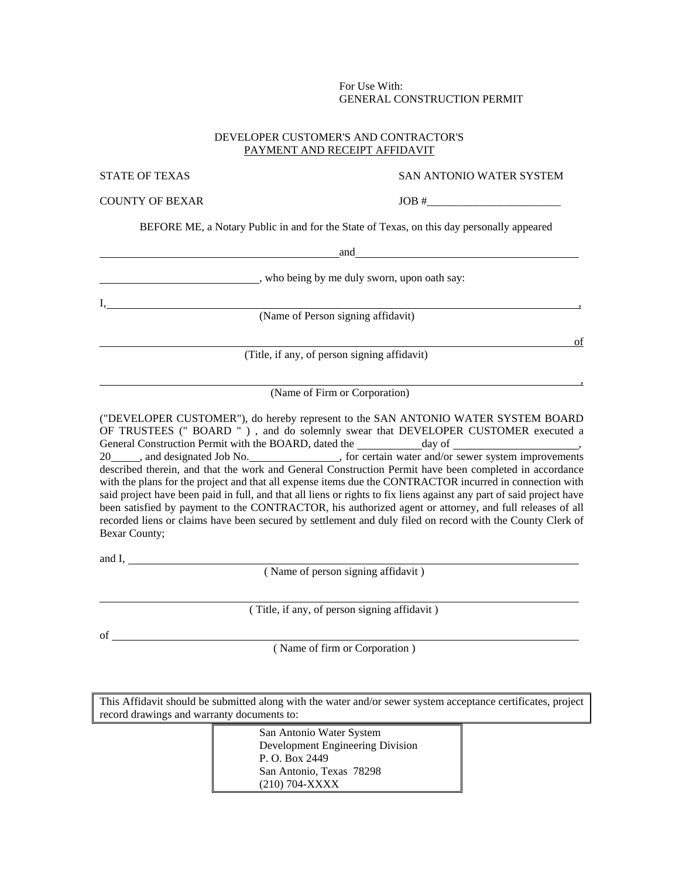For Use With:
GENERAL CONSTRUCTION PERMIT

DEVELOPER CUSTOMER'S AND CONTRACTOR'S
PAYMENT AND RECEIPT AFFIDAVIT

STATE OF TEXAS | SAN ANTONIO WATER SYSTEM

COUNTY OF BEXAR | JOB #________________________

BEFORE ME, a Notary Public in and for the State of Texas, on this day personally appeared

__________________________________________ and __________________________________________

____________________________, who being by me duly sworn, upon oath say:

I, ______________________________________________________________________________,
(Name of Person signing affidavit)

______________________________________________________________________________ of
(Title, if any, of person signing affidavit)

______________________________________________________________________________,
(Name of Firm or Corporation)

("DEVELOPER CUSTOMER"), do hereby represent to the SAN ANTONIO WATER SYSTEM BOARD OF TRUSTEES (" BOARD " ) , and do solemnly swear that DEVELOPER CUSTOMER executed a General Construction Permit with the BOARD, dated the ___________day of ______________________, 20_____, and designated Job No.________________, for certain water and/or sewer system improvements described therein, and that the work and General Construction Permit have been completed in accordance with the plans for the project and that all expense items due the CONTRACTOR incurred in connection with said project have been paid in full, and that all liens or rights to fix liens against any part of said project have been satisfied by payment to the CONTRACTOR, his authorized agent or attorney, and full releases of all recorded liens or claims have been secured by settlement and duly filed on record with the County Clerk of Bexar County;

and I, ______________________________________________________________________________
( Name of person signing affidavit )

______________________________________________________________________________
( Title, if any, of person signing affidavit )

of ______________________________________________________________________________
( Name of firm or Corporation )

This Affidavit should be submitted along with the water and/or sewer system acceptance certificates, project record drawings and warranty documents to:

San Antonio Water System
Development Engineering Division
P. O. Box 2449
San Antonio, Texas 78298
(210) 704-XXXX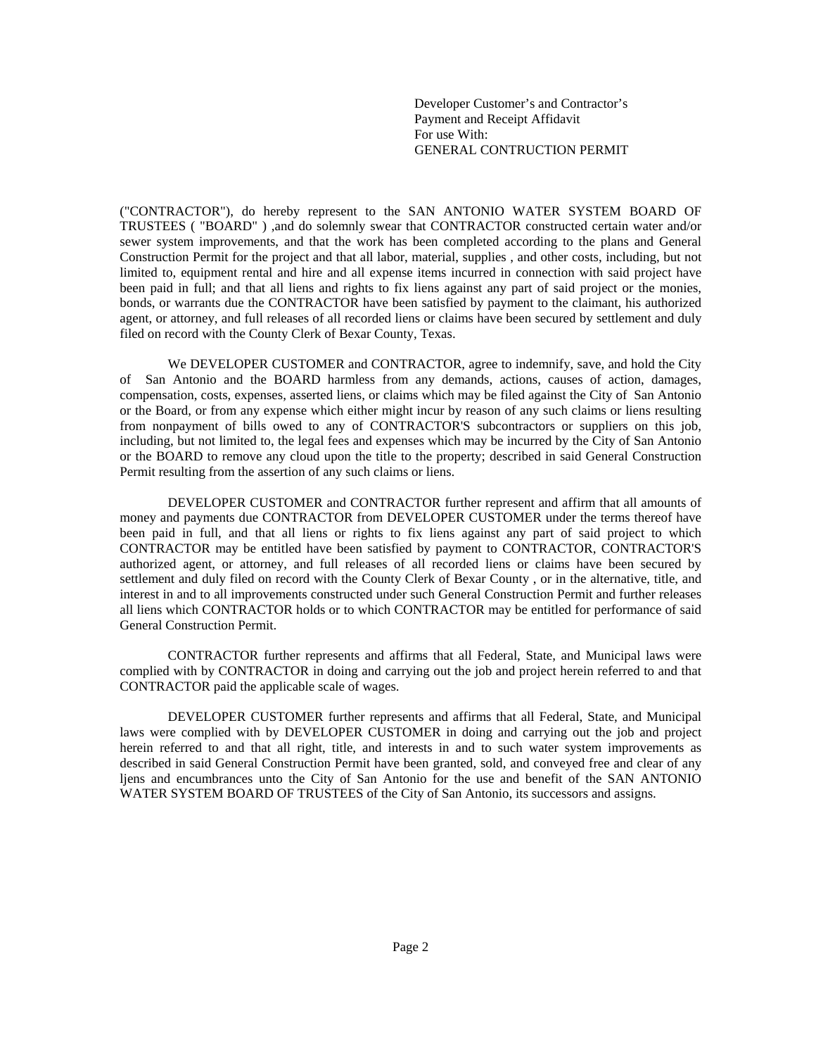Developer Customer's and Contractor's
Payment and Receipt Affidavit
For use With:
GENERAL CONTRUCTION PERMIT

("CONTRACTOR"), do hereby represent to the SAN ANTONIO WATER SYSTEM BOARD OF TRUSTEES ( "BOARD" ) ,and do solemnly swear that CONTRACTOR constructed certain water and/or sewer system improvements, and that the work has been completed according to the plans and General Construction Permit for the project and that all labor, material, supplies , and other costs, including, but not limited to, equipment rental and hire and all expense items incurred in connection with said project have been paid in full; and that all liens and rights to fix liens against any part of said project or the monies, bonds, or warrants due the CONTRACTOR have been satisfied by payment to the claimant, his authorized agent, or attorney, and full releases of all recorded liens or claims have been secured by settlement and duly filed on record with the County Clerk of Bexar County, Texas.

We DEVELOPER CUSTOMER and CONTRACTOR, agree to indemnify, save, and hold the City of San Antonio and the BOARD harmless from any demands, actions, causes of action, damages, compensation, costs, expenses, asserted liens, or claims which may be filed against the City of San Antonio or the Board, or from any expense which either might incur by reason of any such claims or liens resulting from nonpayment of bills owed to any of CONTRACTOR'S subcontractors or suppliers on this job, including, but not limited to, the legal fees and expenses which may be incurred by the City of San Antonio or the BOARD to remove any cloud upon the title to the property; described in said General Construction Permit resulting from the assertion of any such claims or liens.

DEVELOPER CUSTOMER and CONTRACTOR further represent and affirm that all amounts of money and payments due CONTRACTOR from DEVELOPER CUSTOMER under the terms thereof have been paid in full, and that all liens or rights to fix liens against any part of said project to which CONTRACTOR may be entitled have been satisfied by payment to CONTRACTOR, CONTRACTOR'S authorized agent, or attorney, and full releases of all recorded liens or claims have been secured by settlement and duly filed on record with the County Clerk of Bexar County , or in the alternative, title, and interest in and to all improvements constructed under such General Construction Permit and further releases all liens which CONTRACTOR holds or to which CONTRACTOR may be entitled for performance of said General Construction Permit.

CONTRACTOR further represents and affirms that all Federal, State, and Municipal laws were complied with by CONTRACTOR in doing and carrying out the job and project herein referred to and that CONTRACTOR paid the applicable scale of wages.

DEVELOPER CUSTOMER further represents and affirms that all Federal, State, and Municipal laws were complied with by DEVELOPER CUSTOMER in doing and carrying out the job and project herein referred to and that all right, title, and interests in and to such water system improvements as described in said General Construction Permit have been granted, sold, and conveyed free and clear of any ljens and encumbrances unto the City of San Antonio for the use and benefit of the SAN ANTONIO WATER SYSTEM BOARD OF TRUSTEES of the City of San Antonio, its successors and assigns.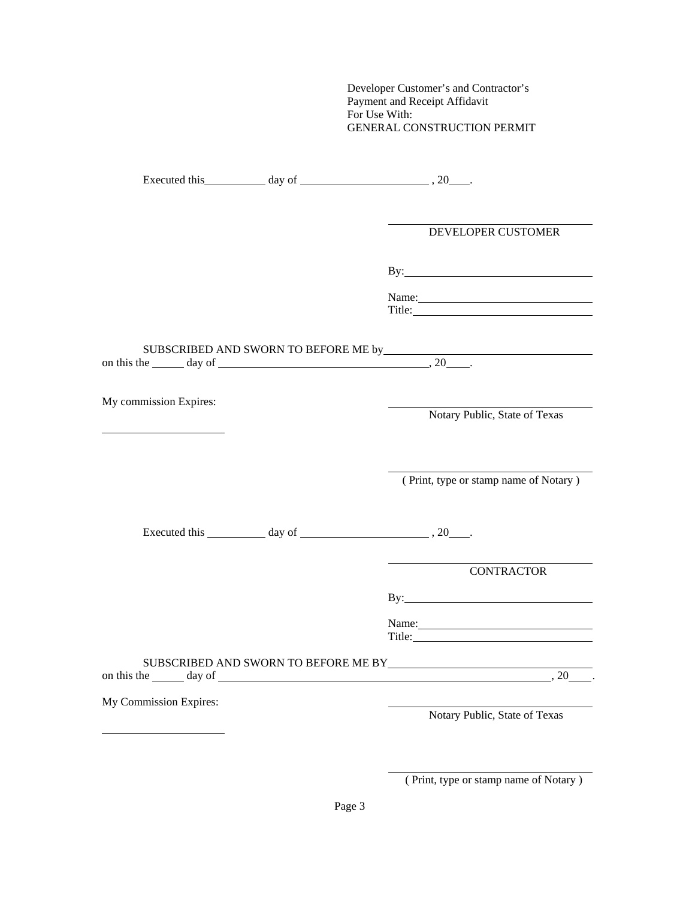Developer Customer's and Contractor's
Payment and Receipt Affidavit
For Use With:
GENERAL CONSTRUCTION PERMIT

Executed this ______ day of ______________ , 20___.

______________________________
DEVELOPER CUSTOMER

By: ______________________________

Name: ______________________________
Title: ______________________________

SUBSCRIBED AND SWORN TO BEFORE ME by ______________________________
on this the _____ day of ______________________________, 20___.

My commission Expires:

______________________

______________________________
Notary Public, State of Texas

______________________________
( Print, type or stamp name of Notary )

Executed this ______ day of ______________ , 20___.

______________________________
CONTRACTOR

By: ______________________________

Name: ______________________________
Title: ______________________________

SUBSCRIBED AND SWORN TO BEFORE ME BY ______________________________
on this the _____ day of ______________________________, 20___.

My Commission Expires:

______________________

______________________________
Notary Public, State of Texas

______________________________
( Print, type or stamp name of Notary )